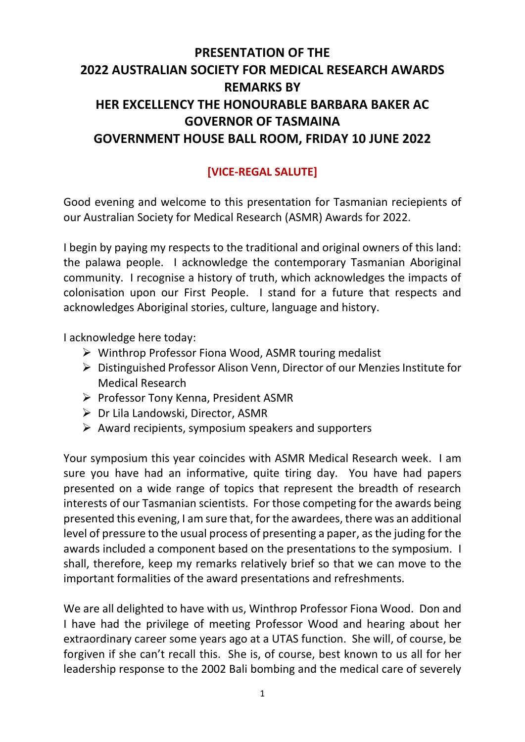# PRESENTATION OF THE 2022 AUSTRALIAN SOCIETY FOR MEDICAL RESEARCH AWARDS REMARKS BY HER EXCELLENCY THE HONOURABLE BARBARA BAKER AC GOVERNOR OF TASMAINA GOVERNMENT HOUSE BALL ROOM, FRIDAY 10 JUNE 2022

**[VICE-REGAL SALUTE]**

Good evening and welcome to this presentation for Tasmanian reciepients of our Australian Society for Medical Research (ASMR) Awards for 2022.

I begin by paying my respects to the traditional and original owners of this land: the palawa people. I acknowledge the contemporary Tasmanian Aboriginal community. I recognise a history of truth, which acknowledges the impacts of colonisation upon our First People. I stand for a future that respects and acknowledges Aboriginal stories, culture, language and history.

I acknowledge here today:

- Winthrop Professor Fiona Wood, ASMR touring medalist
- Distinguished Professor Alison Venn, Director of our Menzies Institute for Medical Research
- Professor Tony Kenna, President ASMR
- Dr Lila Landowski, Director, ASMR
- Award recipients, symposium speakers and supporters

Your symposium this year coincides with ASMR Medical Research week. I am sure you have had an informative, quite tiring day. You have had papers presented on a wide range of topics that represent the breadth of research interests of our Tasmanian scientists. For those competing for the awards being presented this evening, I am sure that, for the awardees, there was an additional level of pressure to the usual process of presenting a paper, as the juding for the awards included a component based on the presentations to the symposium. I shall, therefore, keep my remarks relatively brief so that we can move to the important formalities of the award presentations and refreshments.

We are all delighted to have with us, Winthrop Professor Fiona Wood. Don and I have had the privilege of meeting Professor Wood and hearing about her extraordinary career some years ago at a UTAS function. She will, of course, be forgiven if she can't recall this. She is, of course, best known to us all for her leadership response to the 2002 Bali bombing and the medical care of severely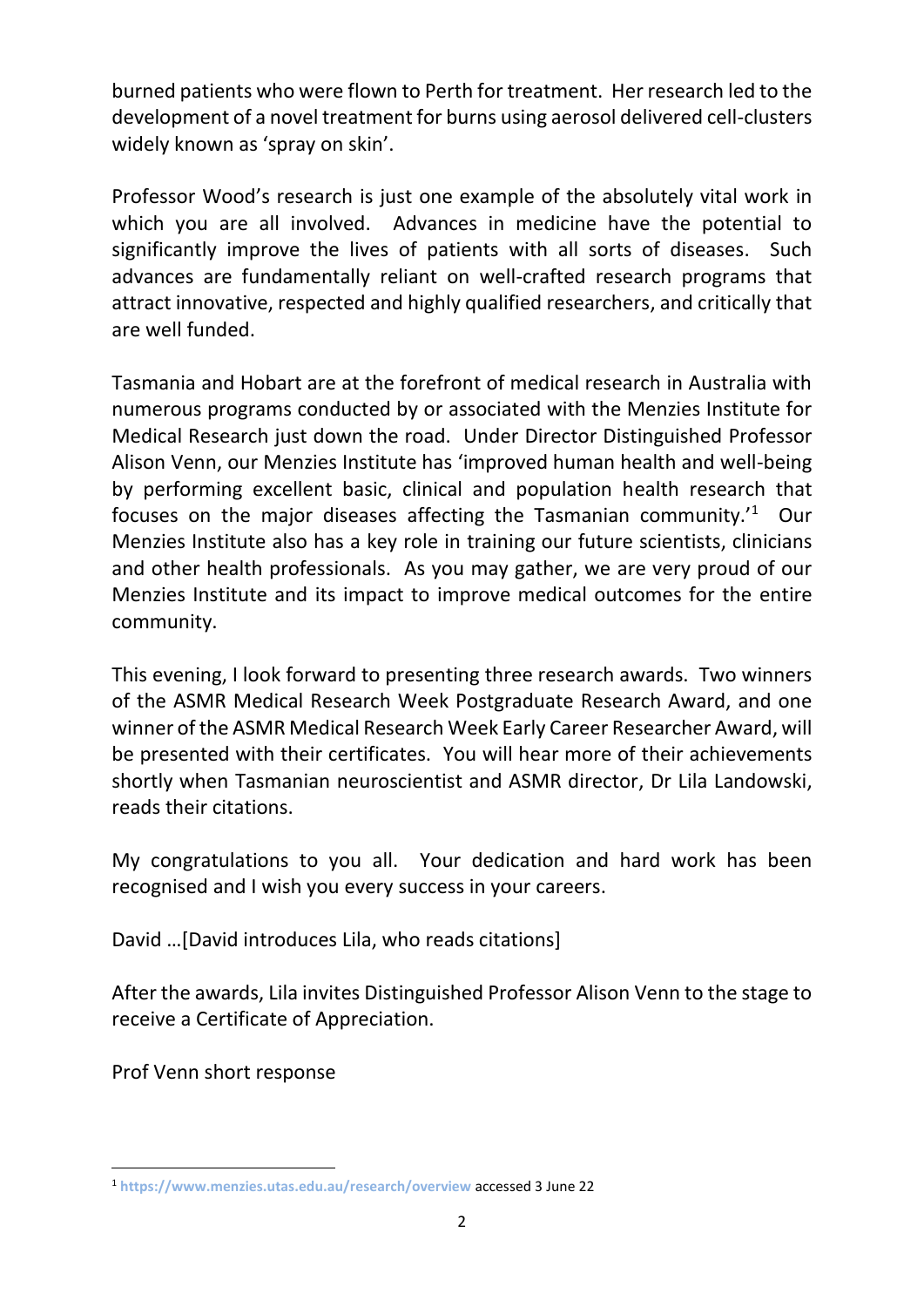burned patients who were flown to Perth for treatment. Her research led to the development of a novel treatment for burns using aerosol delivered cell-clusters widely known as 'spray on skin'.

Professor Wood's research is just one example of the absolutely vital work in which you are all involved. Advances in medicine have the potential to significantly improve the lives of patients with all sorts of diseases. Such advances are fundamentally reliant on well-crafted research programs that attract innovative, respected and highly qualified researchers, and critically that are well funded.

Tasmania and Hobart are at the forefront of medical research in Australia with numerous programs conducted by or associated with the Menzies Institute for Medical Research just down the road. Under Director Distinguished Professor Alison Venn, our Menzies Institute has 'improved human health and well-being by performing excellent basic, clinical and population health research that focuses on the major diseases affecting the Tasmanian community.'[1] Our Menzies Institute also has a key role in training our future scientists, clinicians and other health professionals. As you may gather, we are very proud of our Menzies Institute and its impact to improve medical outcomes for the entire community.

This evening, I look forward to presenting three research awards. Two winners of the ASMR Medical Research Week Postgraduate Research Award, and one winner of the ASMR Medical Research Week Early Career Researcher Award, will be presented with their certificates. You will hear more of their achievements shortly when Tasmanian neuroscientist and ASMR director, Dr Lila Landowski, reads their citations.

My congratulations to you all. Your dedication and hard work has been recognised and I wish you every success in your careers.

David …[David introduces Lila, who reads citations]

After the awards, Lila invites Distinguished Professor Alison Venn to the stage to receive a Certificate of Appreciation.

Prof Venn short response

---

[1] https://www.menzies.utas.edu.au/research/overview accessed 3 June 22